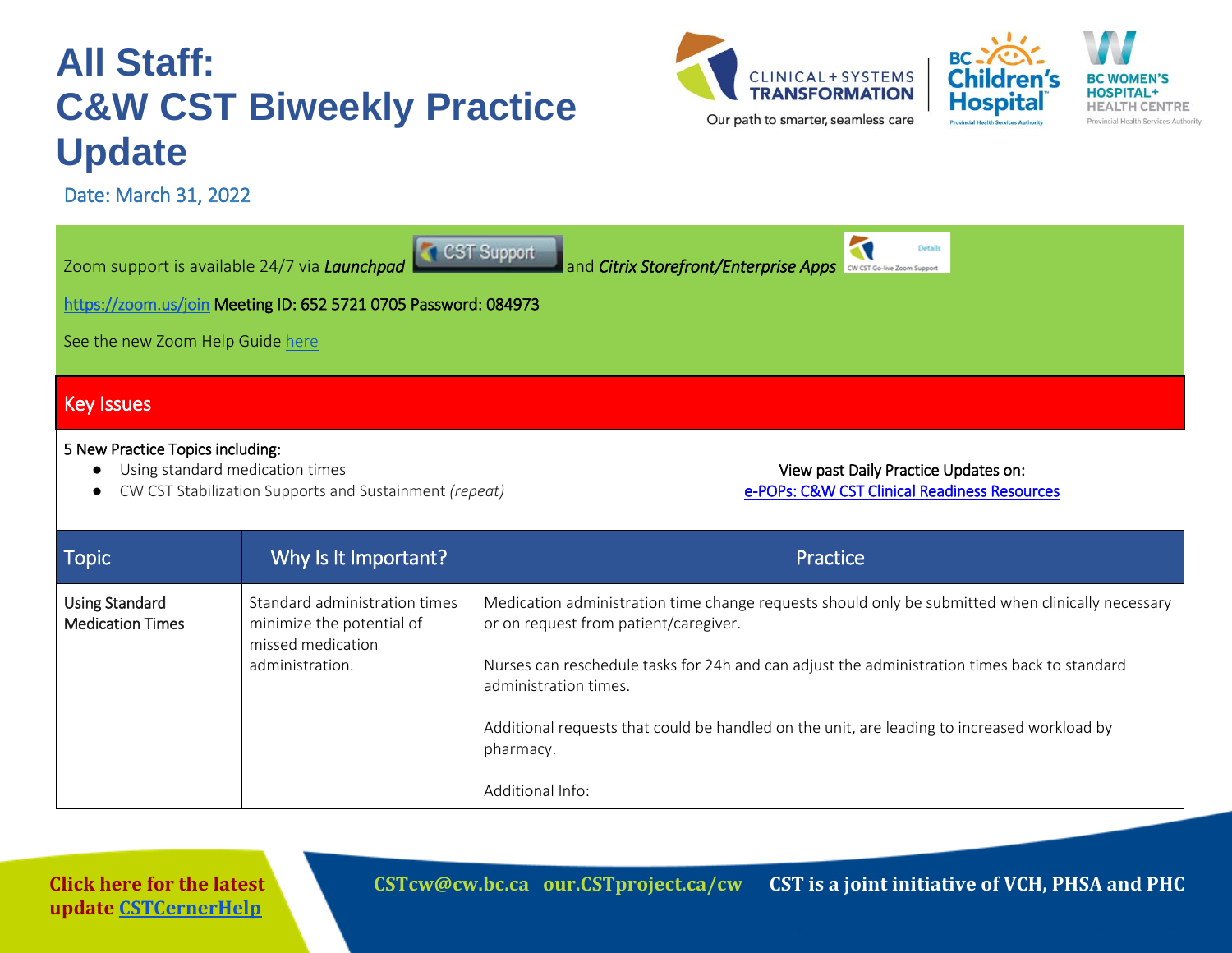# All Staff: C&W CST Biweekly Practice Update

Date: March 31, 2022

Zoom support is available 24/7 via ***Launchpad*** CST Support and ***Citrix Storefront/Enterprise Apps*** CW CST Go-live Zoom Support

https://zoom.us/join Meeting ID: 652 5721 0705 Password: 084973

See the new Zoom Help Guide here

## Key Issues

5 New Practice Topics including:

- Using standard medication times
- CW CST Stabilization Supports and Sustainment *(repeat)*

View past Daily Practice Updates on:
e-POPs: C&W CST Clinical Readiness Resources

| Topic | Why Is It Important? | Practice |
|---|---|---|
| Using Standard Medication Times | Standard administration times minimize the potential of missed medication administration. | Medication administration time change requests should only be submitted when clinically necessary or on request from patient/caregiver.<br><br>Nurses can reschedule tasks for 24h and can adjust the administration times back to standard administration times.<br><br>Additional requests that could be handled on the unit, are leading to increased workload by pharmacy.<br><br>Additional Info: |

**Click here for the latest update CSTCernerHelp**

**CSTcw@cw.bc.ca our.CSTproject.ca/cw CST is a joint initiative of VCH, PHSA and PHC**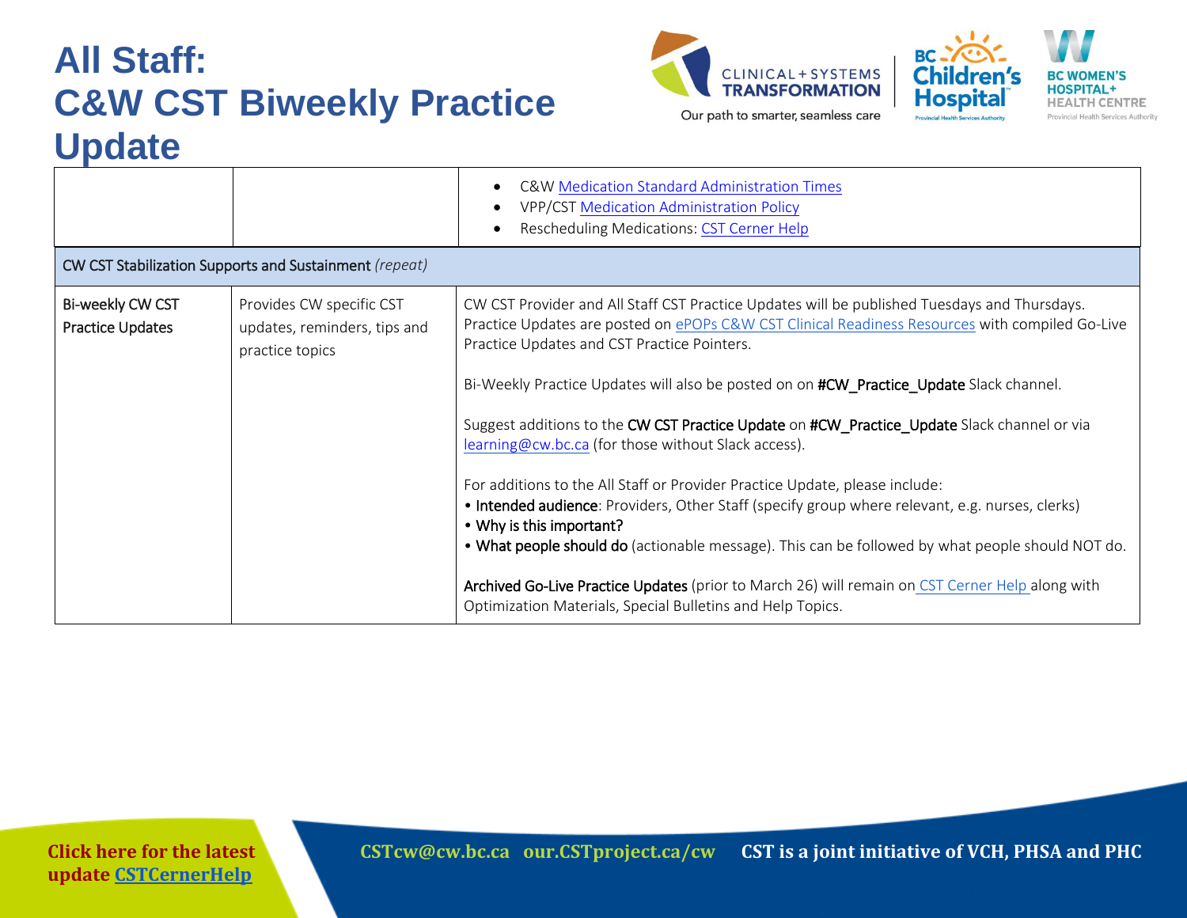| | | |
|---|---|---|
| | | • C&W Medication Standard Administration Times<br>• VPP/CST Medication Administration Policy<br>• Rescheduling Medications: CST Cerner Help |
| CW CST Stabilization Supports and Sustainment *(repeat)* | | |
| Bi-weekly CW CST Practice Updates | Provides CW specific CST updates, reminders, tips and practice topics | CW CST Provider and All Staff CST Practice Updates will be published Tuesdays and Thursdays. Practice Updates are posted on ePOPs C&W CST Clinical Readiness Resources with compiled Go-Live Practice Updates and CST Practice Pointers.<br><br>Bi-Weekly Practice Updates will also be posted on on **#CW_Practice_Update** Slack channel.<br><br>Suggest additions to the **CW CST Practice Update** on **#CW_Practice_Update** Slack channel or via learning@cw.bc.ca (for those without Slack access).<br><br>For additions to the All Staff or Provider Practice Update, please include:<br>• **Intended audience**: Providers, Other Staff (specify group where relevant, e.g. nurses, clerks)<br>• **Why is this important?**<br>• **What people should do** (actionable message). This can be followed by what people should NOT do.<br><br>**Archived Go-Live Practice Updates** (prior to March 26) will remain on CST Cerner Help along with Optimization Materials, Special Bulletins and Help Topics. |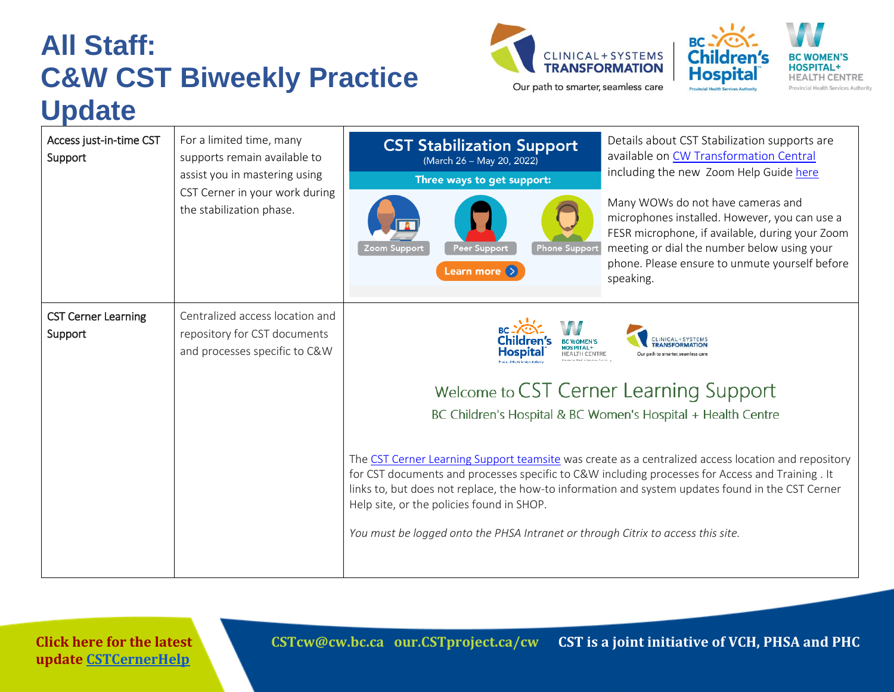# All Staff: C&W CST Biweekly Practice Update

| | | | |
|---|---|---|---|
| Access just-in-time CST Support | For a limited time, many supports remain available to assist you in mastering using CST Cerner in your work during the stabilization phase. | **CST Stabilization Support** (March 26 – May 20, 2022) **Three ways to get support:** Zoom Support, Peer Support, Phone Support. Learn more | Details about CST Stabilization supports are available on [CW Transformation Central](#) including the new Zoom Help Guide [here](#)<br><br>Many WOWs do not have cameras and microphones installed. However, you can use a FESR microphone, if available, during your Zoom meeting or dial the number below using your phone. Please ensure to unmute yourself before speaking. |
| CST Cerner Learning Support | Centralized access location and repository for CST documents and processes specific to C&W | Welcome to CST Cerner Learning Support<br>BC Children's Hospital & BC Women's Hospital + Health Centre<br><br>The [CST Cerner Learning Support teamsite](#) was create as a centralized access location and repository for CST documents and processes specific to C&W including processes for Access and Training . It links to, but does not replace, the how-to information and system updates found in the CST Cerner Help site, or the policies found in SHOP.<br><br>*You must be logged onto the PHSA Intranet or through Citrix to access this site.* | |

**Click here for the latest update [CSTCernerHelp](#)**

**CSTcw@cw.bc.ca our.CSTproject.ca/cw CST is a joint initiative of VCH, PHSA and PHC**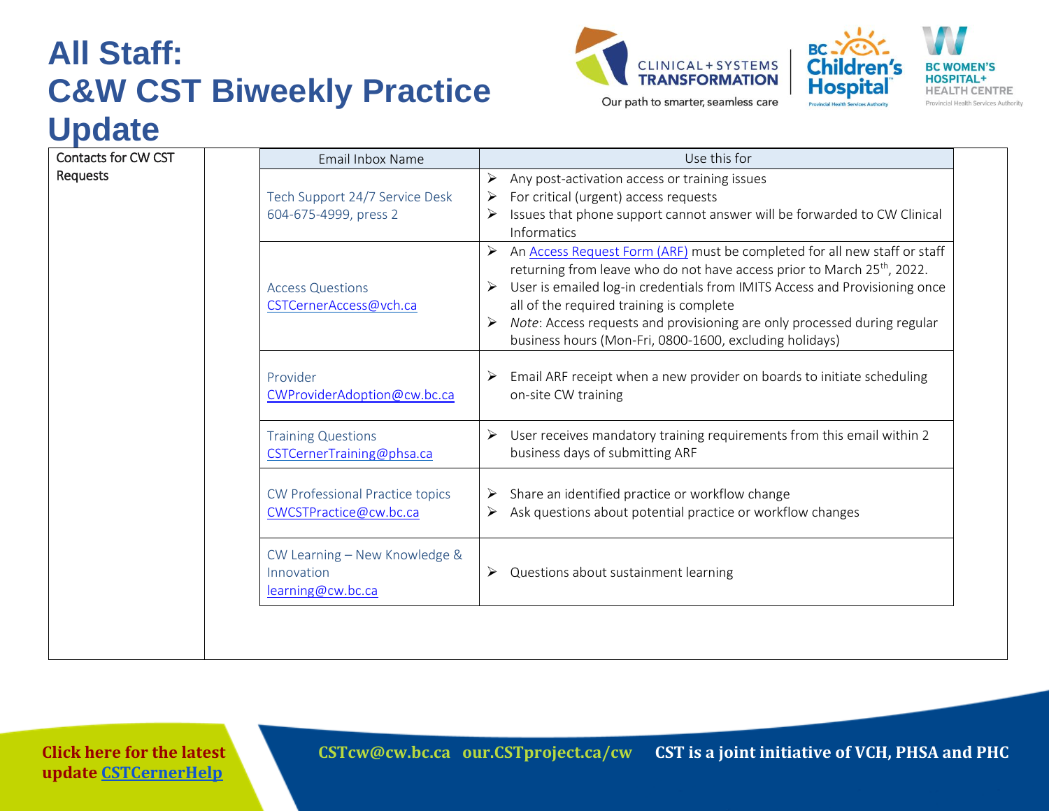# All Staff: C&W CST Biweekly Practice Update

CLINICAL + SYSTEMS TRANSFORMATION
Our path to smarter, seamless care

BC Children's Hospital

BC WOMEN'S HOSPITAL + HEALTH CENTRE

**Contacts for CW CST Requests**

| Email Inbox Name | Use this for |
| --- | --- |
| Tech Support 24/7 Service Desk 604-675-4999, press 2 | ➢ Any post-activation access or training issues<br>➢ For critical (urgent) access requests<br>➢ Issues that phone support cannot answer will be forwarded to CW Clinical Informatics |
| Access Questions CSTCernerAccess@vch.ca | ➢ An Access Request Form (ARF) must be completed for all new staff or staff returning from leave who do not have access prior to March 25th, 2022.<br>➢ User is emailed log-in credentials from IMITS Access and Provisioning once all of the required training is complete<br>➢ *Note*: Access requests and provisioning are only processed during regular business hours (Mon-Fri, 0800-1600, excluding holidays) |
| Provider CWProviderAdoption@cw.bc.ca | ➢ Email ARF receipt when a new provider on boards to initiate scheduling on-site CW training |
| Training Questions CSTCernerTraining@phsa.ca | ➢ User receives mandatory training requirements from this email within 2 business days of submitting ARF |
| CW Professional Practice topics CWCSTPractice@cw.bc.ca | ➢ Share an identified practice or workflow change<br>➢ Ask questions about potential practice or workflow changes |
| CW Learning – New Knowledge & Innovation learning@cw.bc.ca | ➢ Questions about sustainment learning |

**Click here for the latest update CSTCernerHelp**

**CSTcw@cw.bc.ca our.CSTproject.ca/cw CST is a joint initiative of VCH, PHSA and PHC**